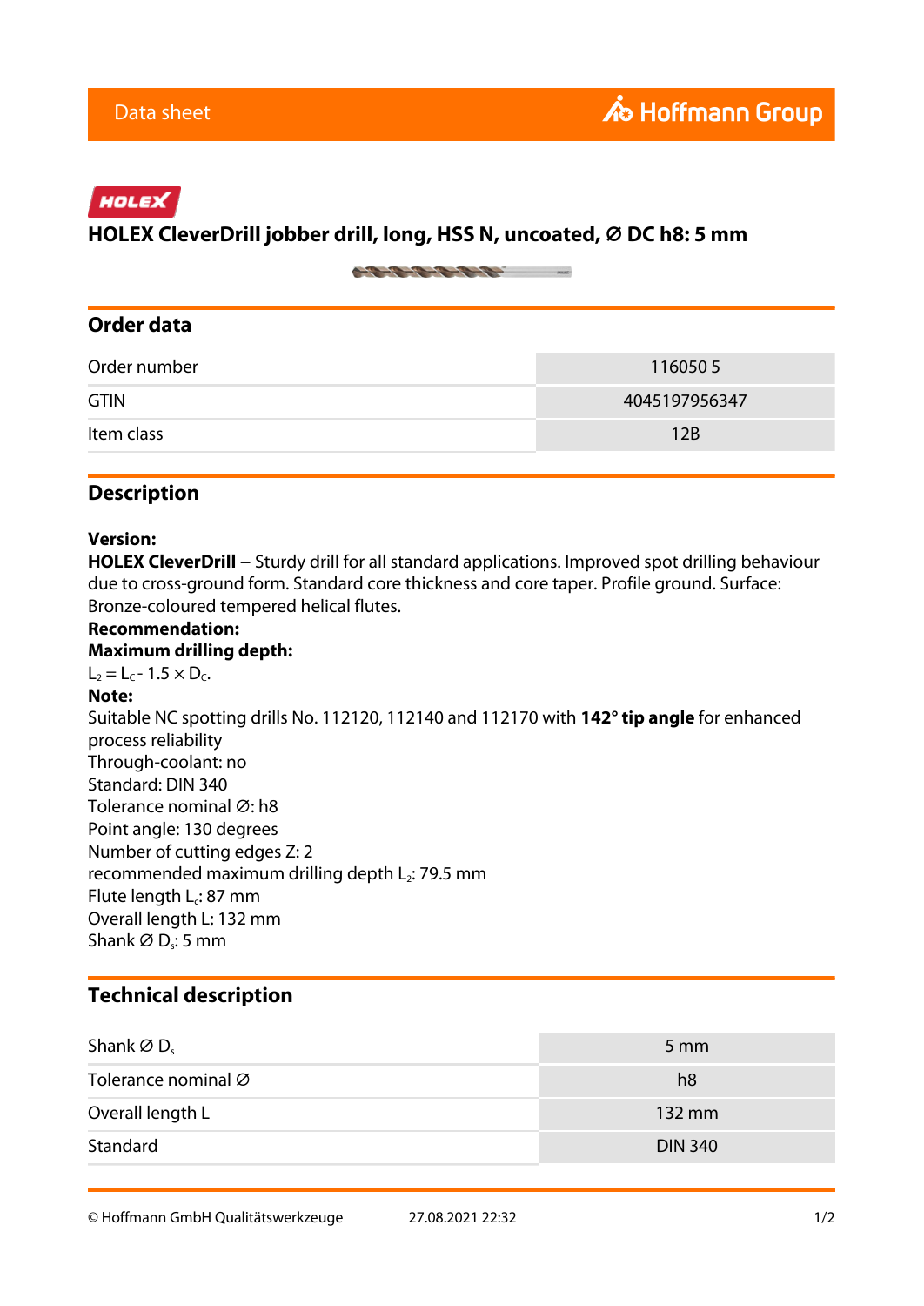HOLEX

# HOLEX CleverDrill jobber drill, long, HSS N, uncoated, Ø DC h8: 5 mm

## Order data

| Order number | 116050 5 |
|---|---|
| GTIN | 4045197956347 |
| Item class | 12B |

## Description

**Version:**
**HOLEX CleverDrill** – Sturdy drill for all standard applications. Improved spot drilling behaviour due to cross-ground form. Standard core thickness and core taper. Profile ground. Surface: Bronze-coloured tempered helical flutes.
**Recommendation:**
**Maximum drilling depth:**
$L_2 = L_C - 1.5 \times D_C$.
**Note:**
Suitable NC spotting drills No. 112120, 112140 and 112170 with **142° tip angle** for enhanced process reliability
Through-coolant: no
Standard: DIN 340
Tolerance nominal Ø: h8
Point angle: 130 degrees
Number of cutting edges Z: 2
recommended maximum drilling depth $L_2$: 79.5 mm
Flute length $L_c$: 87 mm
Overall length L: 132 mm
Shank Ø $D_s$: 5 mm

## Technical description

| Shank Ø $D_s$ | 5 mm |
|---|---|
| Tolerance nominal Ø | h8 |
| Overall length L | 132 mm |
| Standard | DIN 340 |

© Hoffmann GmbH Qualitätswerkzeuge 27.08.2021 22:32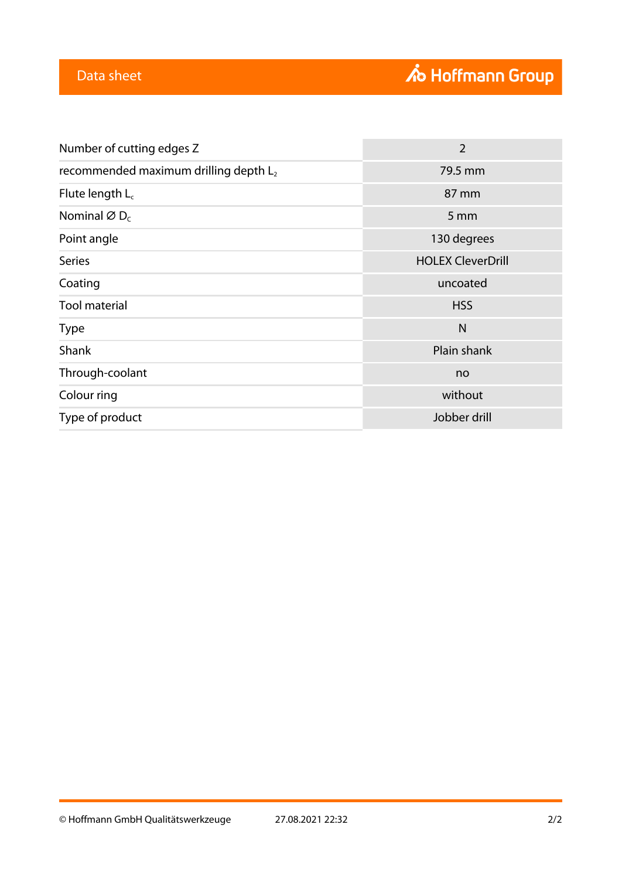| | |
|---|---|
| Number of cutting edges Z | 2 |
| recommended maximum drilling depth $L_2$ | 79.5 mm |
| Flute length $L_c$ | 87 mm |
| Nominal ∅ $D_c$ | 5 mm |
| Point angle | 130 degrees |
| Series | HOLEX CleverDrill |
| Coating | uncoated |
| Tool material | HSS |
| Type | N |
| Shank | Plain shank |
| Through-coolant | no |
| Colour ring | without |
| Type of product | Jobber drill |